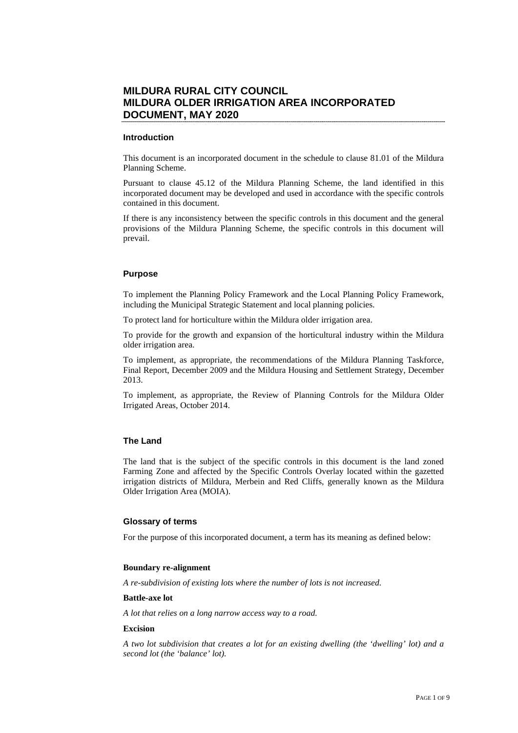# MILDURA RURAL CITY COUNCIL
# MILDURA OLDER IRRIGATION AREA INCORPORATED DOCUMENT, MAY 2020

## Introduction

This document is an incorporated document in the schedule to clause 81.01 of the Mildura Planning Scheme.

Pursuant to clause 45.12 of the Mildura Planning Scheme, the land identified in this incorporated document may be developed and used in accordance with the specific controls contained in this document.

If there is any inconsistency between the specific controls in this document and the general provisions of the Mildura Planning Scheme, the specific controls in this document will prevail.

## Purpose

To implement the Planning Policy Framework and the Local Planning Policy Framework, including the Municipal Strategic Statement and local planning policies.

To protect land for horticulture within the Mildura older irrigation area.

To provide for the growth and expansion of the horticultural industry within the Mildura older irrigation area.

To implement, as appropriate, the recommendations of the Mildura Planning Taskforce, Final Report, December 2009 and the Mildura Housing and Settlement Strategy, December 2013.

To implement, as appropriate, the Review of Planning Controls for the Mildura Older Irrigated Areas, October 2014.

## The Land

The land that is the subject of the specific controls in this document is the land zoned Farming Zone and affected by the Specific Controls Overlay located within the gazetted irrigation districts of Mildura, Merbein and Red Cliffs, generally known as the Mildura Older Irrigation Area (MOIA).

## Glossary of terms

For the purpose of this incorporated document, a term has its meaning as defined below:

**Boundary re-alignment**

*A re-subdivision of existing lots where the number of lots is not increased.*

**Battle-axe lot**

*A lot that relies on a long narrow access way to a road.*

**Excision**

*A two lot subdivision that creates a lot for an existing dwelling (the 'dwelling' lot) and a second lot (the 'balance' lot).*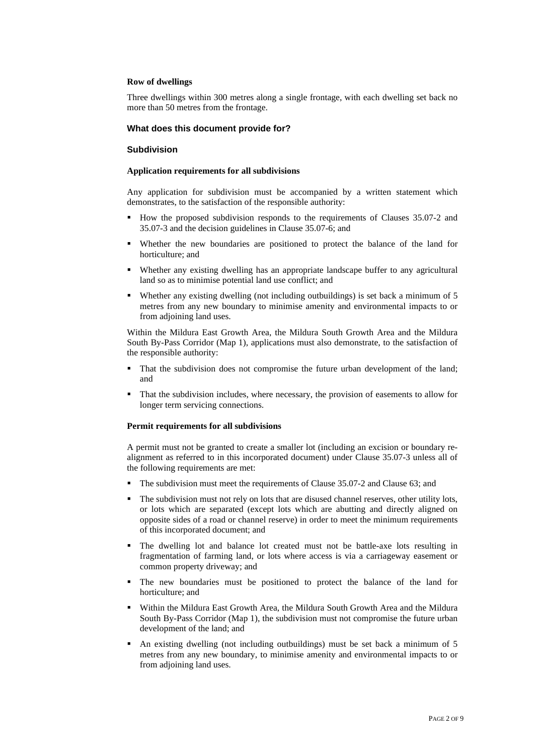**Row of dwellings**

Three dwellings within 300 metres along a single frontage, with each dwelling set back no more than 50 metres from the frontage.

### What does this document provide for?

### Subdivision

**Application requirements for all subdivisions**

Any application for subdivision must be accompanied by a written statement which demonstrates, to the satisfaction of the responsible authority:

- How the proposed subdivision responds to the requirements of Clauses 35.07-2 and 35.07-3 and the decision guidelines in Clause 35.07-6; and
- Whether the new boundaries are positioned to protect the balance of the land for horticulture; and
- Whether any existing dwelling has an appropriate landscape buffer to any agricultural land so as to minimise potential land use conflict; and
- Whether any existing dwelling (not including outbuildings) is set back a minimum of 5 metres from any new boundary to minimise amenity and environmental impacts to or from adjoining land uses.

Within the Mildura East Growth Area, the Mildura South Growth Area and the Mildura South By-Pass Corridor (Map 1), applications must also demonstrate, to the satisfaction of the responsible authority:

- That the subdivision does not compromise the future urban development of the land; and
- That the subdivision includes, where necessary, the provision of easements to allow for longer term servicing connections.

**Permit requirements for all subdivisions**

A permit must not be granted to create a smaller lot (including an excision or boundary re-alignment as referred to in this incorporated document) under Clause 35.07-3 unless all of the following requirements are met:

- The subdivision must meet the requirements of Clause 35.07-2 and Clause 63; and
- The subdivision must not rely on lots that are disused channel reserves, other utility lots, or lots which are separated (except lots which are abutting and directly aligned on opposite sides of a road or channel reserve) in order to meet the minimum requirements of this incorporated document; and
- The dwelling lot and balance lot created must not be battle-axe lots resulting in fragmentation of farming land, or lots where access is via a carriageway easement or common property driveway; and
- The new boundaries must be positioned to protect the balance of the land for horticulture; and
- Within the Mildura East Growth Area, the Mildura South Growth Area and the Mildura South By-Pass Corridor (Map 1), the subdivision must not compromise the future urban development of the land; and
- An existing dwelling (not including outbuildings) must be set back a minimum of 5 metres from any new boundary, to minimise amenity and environmental impacts to or from adjoining land uses.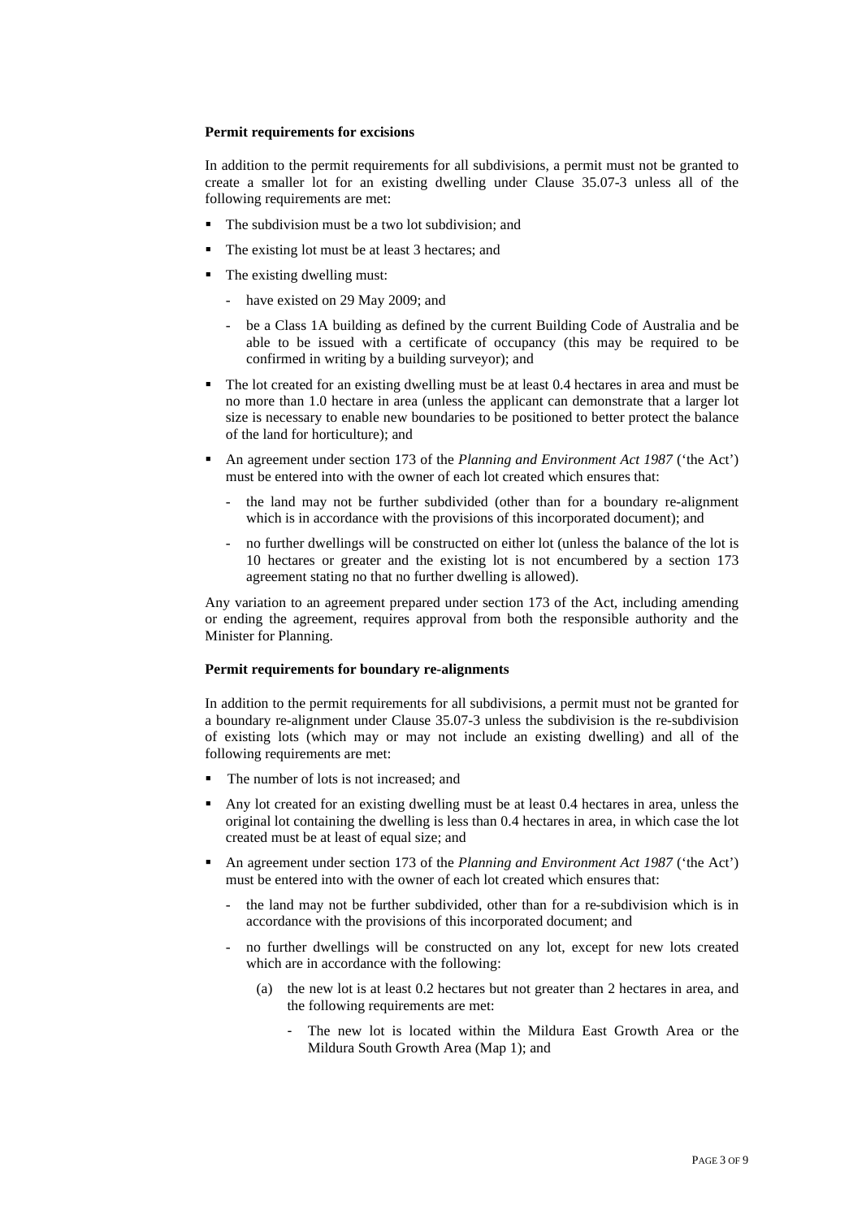**Permit requirements for excisions**

In addition to the permit requirements for all subdivisions, a permit must not be granted to create a smaller lot for an existing dwelling under Clause 35.07-3 unless all of the following requirements are met:

- The subdivision must be a two lot subdivision; and
- The existing lot must be at least 3 hectares; and
- The existing dwelling must:
  - have existed on 29 May 2009; and
  - be a Class 1A building as defined by the current Building Code of Australia and be able to be issued with a certificate of occupancy (this may be required to be confirmed in writing by a building surveyor); and
- The lot created for an existing dwelling must be at least 0.4 hectares in area and must be no more than 1.0 hectare in area (unless the applicant can demonstrate that a larger lot size is necessary to enable new boundaries to be positioned to better protect the balance of the land for horticulture); and
- An agreement under section 173 of the *Planning and Environment Act 1987* ('the Act') must be entered into with the owner of each lot created which ensures that:
  - the land may not be further subdivided (other than for a boundary re-alignment which is in accordance with the provisions of this incorporated document); and
  - no further dwellings will be constructed on either lot (unless the balance of the lot is 10 hectares or greater and the existing lot is not encumbered by a section 173 agreement stating no that no further dwelling is allowed).

Any variation to an agreement prepared under section 173 of the Act, including amending or ending the agreement, requires approval from both the responsible authority and the Minister for Planning.

**Permit requirements for boundary re-alignments**

In addition to the permit requirements for all subdivisions, a permit must not be granted for a boundary re-alignment under Clause 35.07-3 unless the subdivision is the re-subdivision of existing lots (which may or may not include an existing dwelling) and all of the following requirements are met:

- The number of lots is not increased; and
- Any lot created for an existing dwelling must be at least 0.4 hectares in area, unless the original lot containing the dwelling is less than 0.4 hectares in area, in which case the lot created must be at least of equal size; and
- An agreement under section 173 of the *Planning and Environment Act 1987* ('the Act') must be entered into with the owner of each lot created which ensures that:
  - the land may not be further subdivided, other than for a re-subdivision which is in accordance with the provisions of this incorporated document; and
  - no further dwellings will be constructed on any lot, except for new lots created which are in accordance with the following:
    - (a) the new lot is at least 0.2 hectares but not greater than 2 hectares in area, and the following requirements are met:
      - The new lot is located within the Mildura East Growth Area or the Mildura South Growth Area (Map 1); and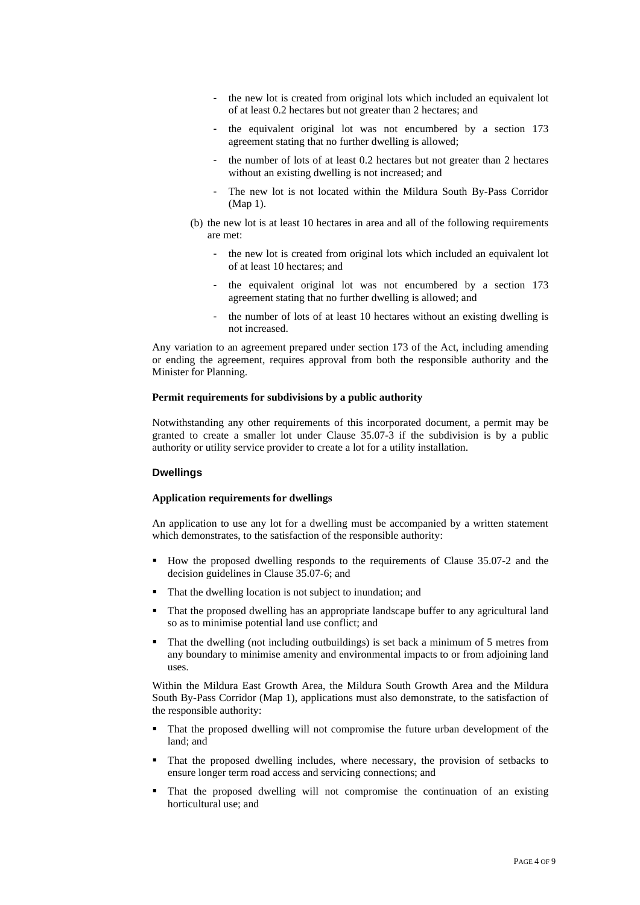- the new lot is created from original lots which included an equivalent lot of at least 0.2 hectares but not greater than 2 hectares; and
  - the equivalent original lot was not encumbered by a section 173 agreement stating that no further dwelling is allowed;
  - the number of lots of at least 0.2 hectares but not greater than 2 hectares without an existing dwelling is not increased; and
  - The new lot is not located within the Mildura South By-Pass Corridor (Map 1).

(b) the new lot is at least 10 hectares in area and all of the following requirements are met:

  - the new lot is created from original lots which included an equivalent lot of at least 10 hectares; and
  - the equivalent original lot was not encumbered by a section 173 agreement stating that no further dwelling is allowed; and
  - the number of lots of at least 10 hectares without an existing dwelling is not increased.

Any variation to an agreement prepared under section 173 of the Act, including amending or ending the agreement, requires approval from both the responsible authority and the Minister for Planning.

**Permit requirements for subdivisions by a public authority**

Notwithstanding any other requirements of this incorporated document, a permit may be granted to create a smaller lot under Clause 35.07-3 if the subdivision is by a public authority or utility service provider to create a lot for a utility installation.

### Dwellings

**Application requirements for dwellings**

An application to use any lot for a dwelling must be accompanied by a written statement which demonstrates, to the satisfaction of the responsible authority:

- How the proposed dwelling responds to the requirements of Clause 35.07-2 and the decision guidelines in Clause 35.07-6; and
- That the dwelling location is not subject to inundation; and
- That the proposed dwelling has an appropriate landscape buffer to any agricultural land so as to minimise potential land use conflict; and
- That the dwelling (not including outbuildings) is set back a minimum of 5 metres from any boundary to minimise amenity and environmental impacts to or from adjoining land uses.

Within the Mildura East Growth Area, the Mildura South Growth Area and the Mildura South By-Pass Corridor (Map 1), applications must also demonstrate, to the satisfaction of the responsible authority:

- That the proposed dwelling will not compromise the future urban development of the land; and
- That the proposed dwelling includes, where necessary, the provision of setbacks to ensure longer term road access and servicing connections; and
- That the proposed dwelling will not compromise the continuation of an existing horticultural use; and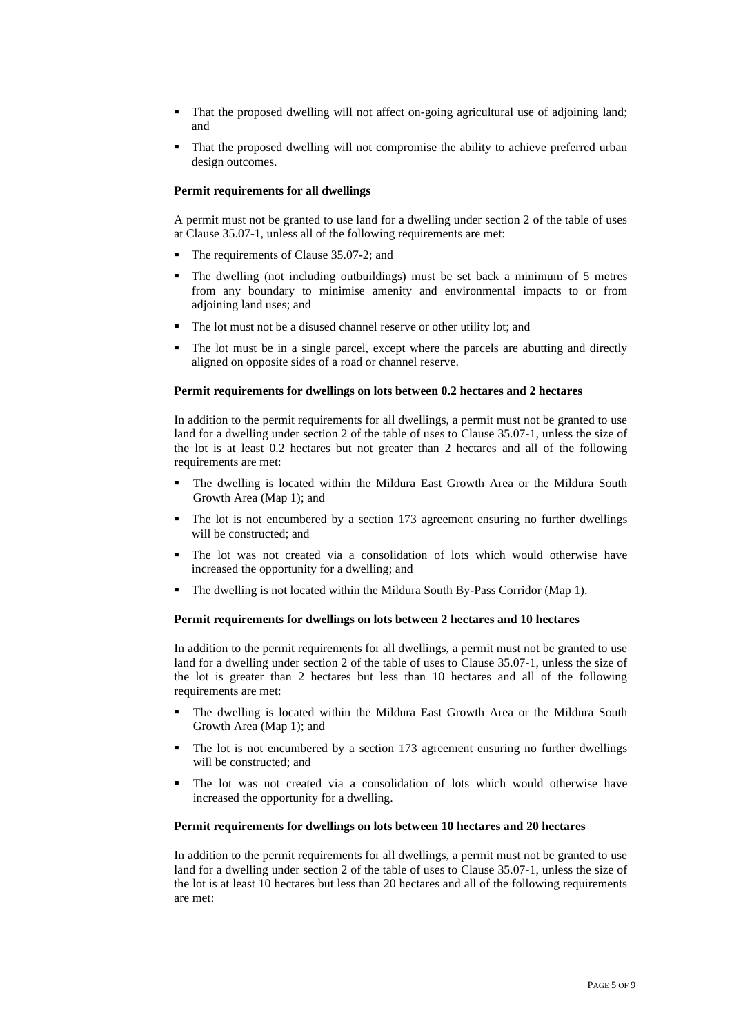- That the proposed dwelling will not affect on-going agricultural use of adjoining land; and
- That the proposed dwelling will not compromise the ability to achieve preferred urban design outcomes.

**Permit requirements for all dwellings**

A permit must not be granted to use land for a dwelling under section 2 of the table of uses at Clause 35.07-1, unless all of the following requirements are met:

- The requirements of Clause 35.07-2; and
- The dwelling (not including outbuildings) must be set back a minimum of 5 metres from any boundary to minimise amenity and environmental impacts to or from adjoining land uses; and
- The lot must not be a disused channel reserve or other utility lot; and
- The lot must be in a single parcel, except where the parcels are abutting and directly aligned on opposite sides of a road or channel reserve.

**Permit requirements for dwellings on lots between 0.2 hectares and 2 hectares**

In addition to the permit requirements for all dwellings, a permit must not be granted to use land for a dwelling under section 2 of the table of uses to Clause 35.07-1, unless the size of the lot is at least 0.2 hectares but not greater than 2 hectares and all of the following requirements are met:

- The dwelling is located within the Mildura East Growth Area or the Mildura South Growth Area (Map 1); and
- The lot is not encumbered by a section 173 agreement ensuring no further dwellings will be constructed; and
- The lot was not created via a consolidation of lots which would otherwise have increased the opportunity for a dwelling; and
- The dwelling is not located within the Mildura South By-Pass Corridor (Map 1).

**Permit requirements for dwellings on lots between 2 hectares and 10 hectares**

In addition to the permit requirements for all dwellings, a permit must not be granted to use land for a dwelling under section 2 of the table of uses to Clause 35.07-1, unless the size of the lot is greater than 2 hectares but less than 10 hectares and all of the following requirements are met:

- The dwelling is located within the Mildura East Growth Area or the Mildura South Growth Area (Map 1); and
- The lot is not encumbered by a section 173 agreement ensuring no further dwellings will be constructed; and
- The lot was not created via a consolidation of lots which would otherwise have increased the opportunity for a dwelling.

**Permit requirements for dwellings on lots between 10 hectares and 20 hectares**

In addition to the permit requirements for all dwellings, a permit must not be granted to use land for a dwelling under section 2 of the table of uses to Clause 35.07-1, unless the size of the lot is at least 10 hectares but less than 20 hectares and all of the following requirements are met: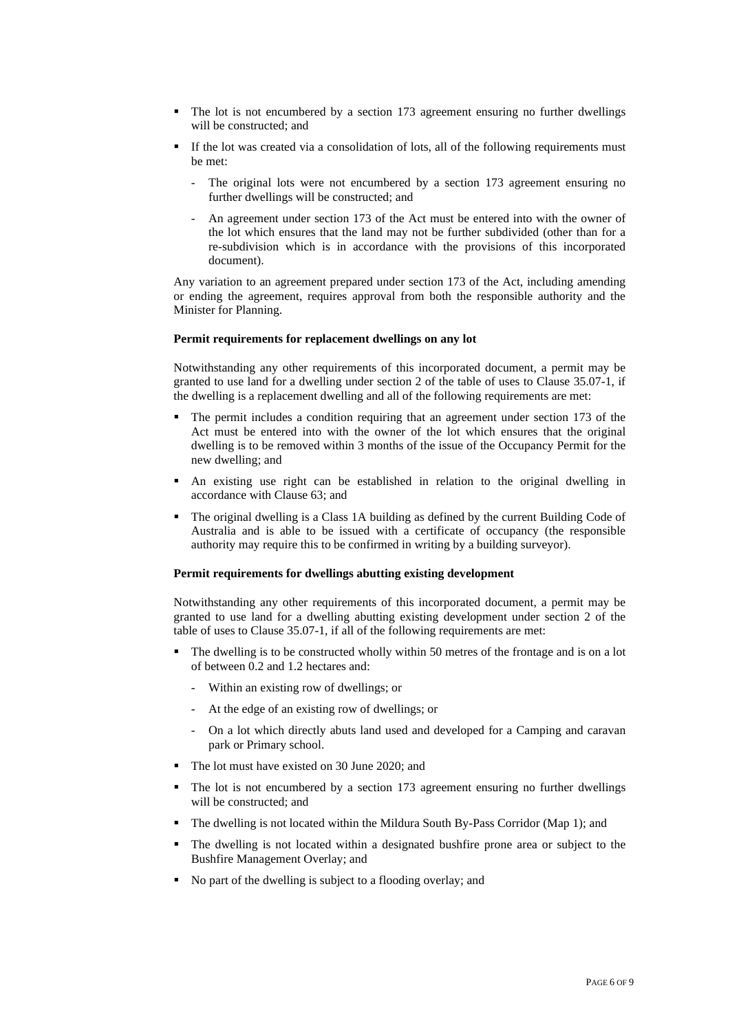- The lot is not encumbered by a section 173 agreement ensuring no further dwellings will be constructed; and
- If the lot was created via a consolidation of lots, all of the following requirements must be met:
  - The original lots were not encumbered by a section 173 agreement ensuring no further dwellings will be constructed; and
  - An agreement under section 173 of the Act must be entered into with the owner of the lot which ensures that the land may not be further subdivided (other than for a re-subdivision which is in accordance with the provisions of this incorporated document).

Any variation to an agreement prepared under section 173 of the Act, including amending or ending the agreement, requires approval from both the responsible authority and the Minister for Planning.

**Permit requirements for replacement dwellings on any lot**

Notwithstanding any other requirements of this incorporated document, a permit may be granted to use land for a dwelling under section 2 of the table of uses to Clause 35.07-1, if the dwelling is a replacement dwelling and all of the following requirements are met:

- The permit includes a condition requiring that an agreement under section 173 of the Act must be entered into with the owner of the lot which ensures that the original dwelling is to be removed within 3 months of the issue of the Occupancy Permit for the new dwelling; and
- An existing use right can be established in relation to the original dwelling in accordance with Clause 63; and
- The original dwelling is a Class 1A building as defined by the current Building Code of Australia and is able to be issued with a certificate of occupancy (the responsible authority may require this to be confirmed in writing by a building surveyor).

**Permit requirements for dwellings abutting existing development**

Notwithstanding any other requirements of this incorporated document, a permit may be granted to use land for a dwelling abutting existing development under section 2 of the table of uses to Clause 35.07-1, if all of the following requirements are met:

- The dwelling is to be constructed wholly within 50 metres of the frontage and is on a lot of between 0.2 and 1.2 hectares and:
  - Within an existing row of dwellings; or
  - At the edge of an existing row of dwellings; or
  - On a lot which directly abuts land used and developed for a Camping and caravan park or Primary school.
- The lot must have existed on 30 June 2020; and
- The lot is not encumbered by a section 173 agreement ensuring no further dwellings will be constructed; and
- The dwelling is not located within the Mildura South By-Pass Corridor (Map 1); and
- The dwelling is not located within a designated bushfire prone area or subject to the Bushfire Management Overlay; and
- No part of the dwelling is subject to a flooding overlay; and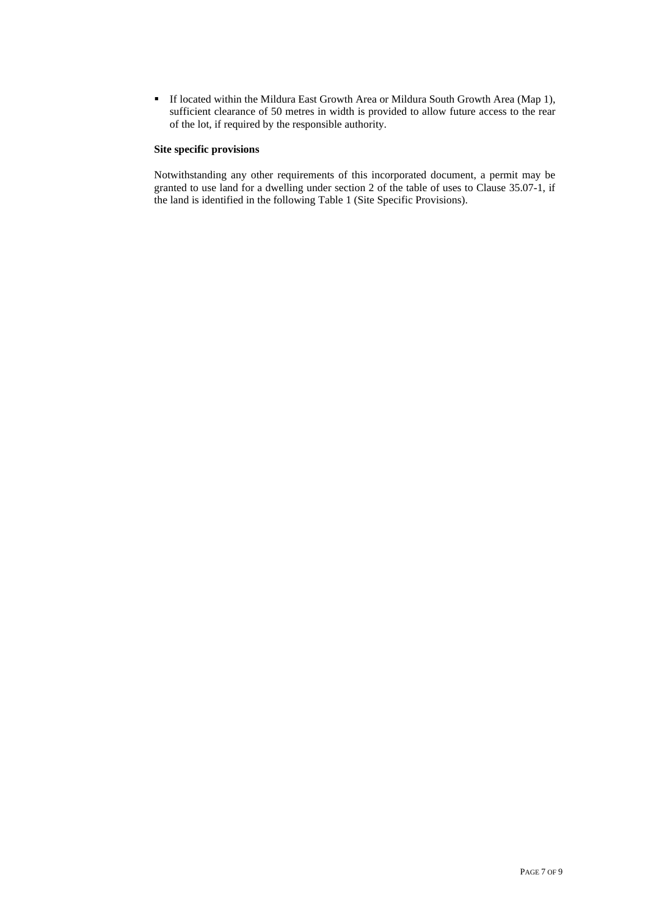- If located within the Mildura East Growth Area or Mildura South Growth Area (Map 1), sufficient clearance of 50 metres in width is provided to allow future access to the rear of the lot, if required by the responsible authority.

**Site specific provisions**

Notwithstanding any other requirements of this incorporated document, a permit may be granted to use land for a dwelling under section 2 of the table of uses to Clause 35.07-1, if the land is identified in the following Table 1 (Site Specific Provisions).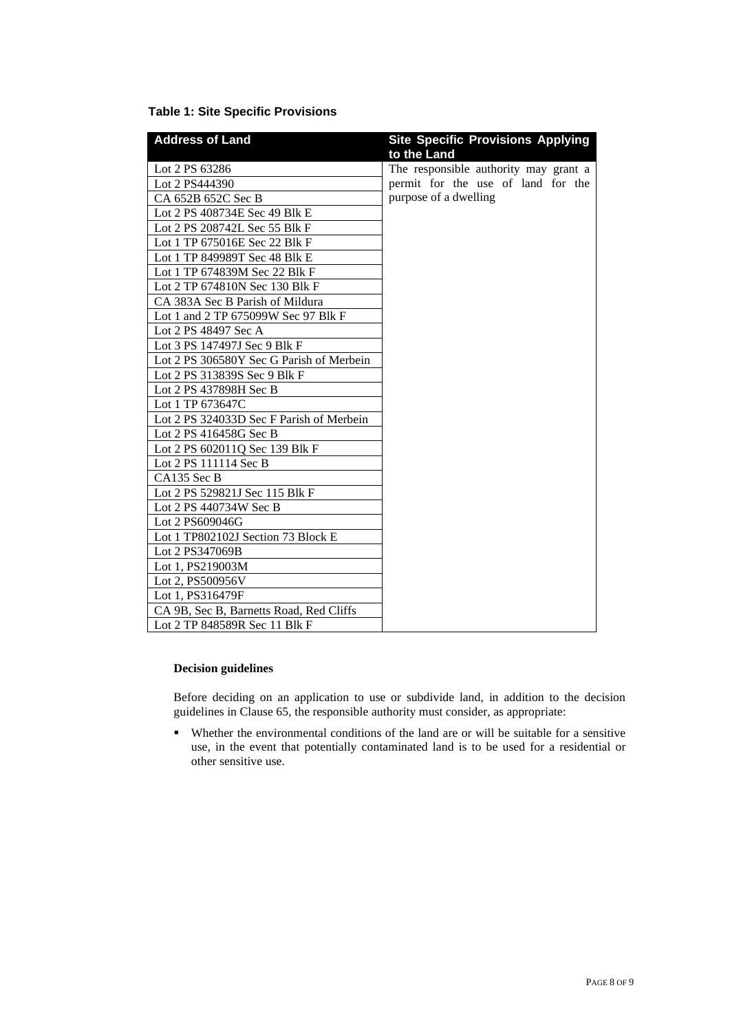**Table 1: Site Specific Provisions**

| Address of Land | Site Specific Provisions Applying to the Land |
|---|---|
| Lot 2 PS 63286 | The responsible authority may grant a permit for the use of land for the purpose of a dwelling |
| Lot 2 PS444390 | |
| CA 652B 652C Sec B | |
| Lot 2 PS 408734E Sec 49 Blk E | |
| Lot 2 PS 208742L Sec 55 Blk F | |
| Lot 1 TP 675016E Sec 22 Blk F | |
| Lot 1 TP 849989T Sec 48 Blk E | |
| Lot 1 TP 674839M Sec 22 Blk F | |
| Lot 2 TP 674810N Sec 130 Blk F | |
| CA 383A Sec B Parish of Mildura | |
| Lot 1 and 2 TP 675099W Sec 97 Blk F | |
| Lot 2 PS 48497 Sec A | |
| Lot 3 PS 147497J Sec 9 Blk F | |
| Lot 2 PS 306580Y Sec G Parish of Merbein | |
| Lot 2 PS 313839S Sec 9 Blk F | |
| Lot 2 PS 437898H Sec B | |
| Lot 1 TP 673647C | |
| Lot 2 PS 324033D Sec F Parish of Merbein | |
| Lot 2 PS 416458G Sec B | |
| Lot 2 PS 602011Q Sec 139 Blk F | |
| Lot 2 PS 111114 Sec B | |
| CA135 Sec B | |
| Lot 2 PS 529821J Sec 115 Blk F | |
| Lot 2 PS 440734W Sec B | |
| Lot 2 PS609046G | |
| Lot 1 TP802102J Section 73 Block E | |
| Lot 2 PS347069B | |
| Lot 1, PS219003M | |
| Lot 2, PS500956V | |
| Lot 1, PS316479F | |
| CA 9B, Sec B, Barnetts Road, Red Cliffs | |
| Lot 2 TP 848589R Sec 11 Blk F | |

**Decision guidelines**

Before deciding on an application to use or subdivide land, in addition to the decision guidelines in Clause 65, the responsible authority must consider, as appropriate:

- Whether the environmental conditions of the land are or will be suitable for a sensitive use, in the event that potentially contaminated land is to be used for a residential or other sensitive use.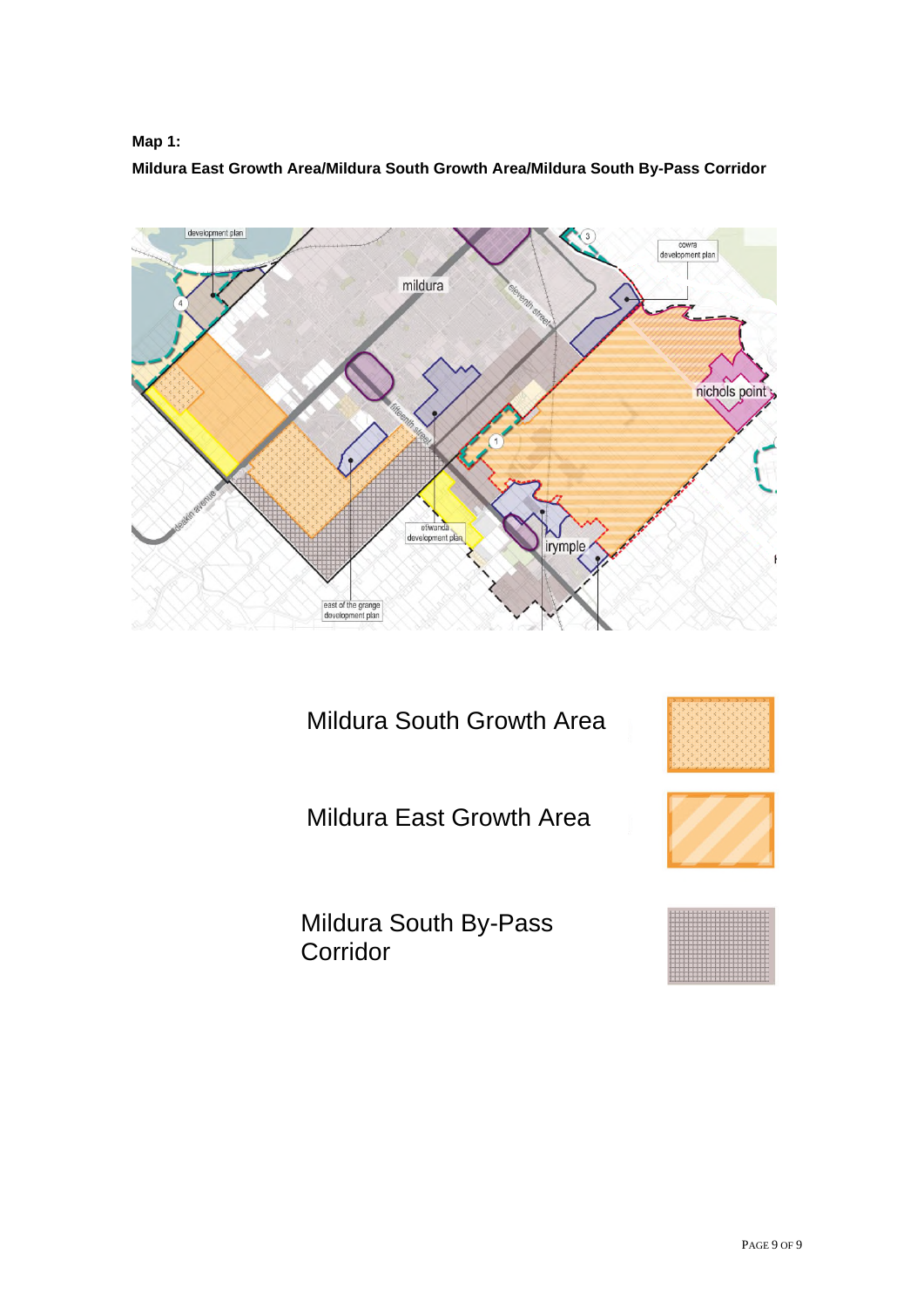**Map 1:**

**Mildura East Growth Area/Mildura South Growth Area/Mildura South By-Pass Corridor**

development plan

mildura

eleventh street

cowra development plan

nichols point

fifteenth street

deakin avenue

etiwanda development plan

irymple

east of the grange development plan

1

3

4

Mildura South Growth Area

Mildura East Growth Area

Mildura South By-Pass Corridor